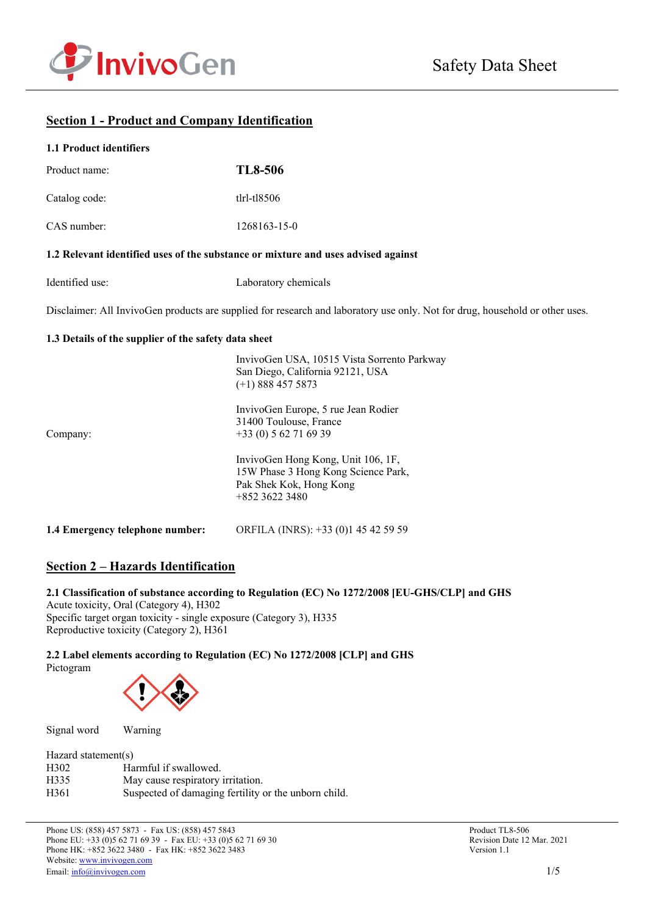# Safety Data Sheet

## Section 1 - Product and Company Identification

### 1.1 Product identifiers

| | |
|---|---|
| Product name: | **TL8-506** |
| Catalog code: | tlrl-tl8506 |
| CAS number: | 1268163-15-0 |

### 1.2 Relevant identified uses of the substance or mixture and uses advised against

Identified use: Laboratory chemicals

Disclaimer: All InvivoGen products are supplied for research and laboratory use only. Not for drug, household or other uses.

### 1.3 Details of the supplier of the safety data sheet

Company:

InvivoGen USA, 10515 Vista Sorrento Parkway
San Diego, California 92121, USA
(+1) 888 457 5873

InvivoGen Europe, 5 rue Jean Rodier
31400 Toulouse, France
+33 (0) 5 62 71 69 39

InvivoGen Hong Kong, Unit 106, 1F,
15W Phase 3 Hong Kong Science Park,
Pak Shek Kok, Hong Kong
+852 3622 3480

**1.4 Emergency telephone number:** ORFILA (INRS): +33 (0)1 45 42 59 59

## Section 2 – Hazards Identification

**2.1 Classification of substance according to Regulation (EC) No 1272/2008 [EU-GHS/CLP] and GHS**

Acute toxicity, Oral (Category 4), H302
Specific target organ toxicity - single exposure (Category 3), H335
Reproductive toxicity (Category 2), H361

**2.2 Label elements according to Regulation (EC) No 1272/2008 [CLP] and GHS**

Pictogram

Signal word: Warning

Hazard statement(s)

| | |
|---|---|
| H302 | Harmful if swallowed. |
| H335 | May cause respiratory irritation. |
| H361 | Suspected of damaging fertility or the unborn child. |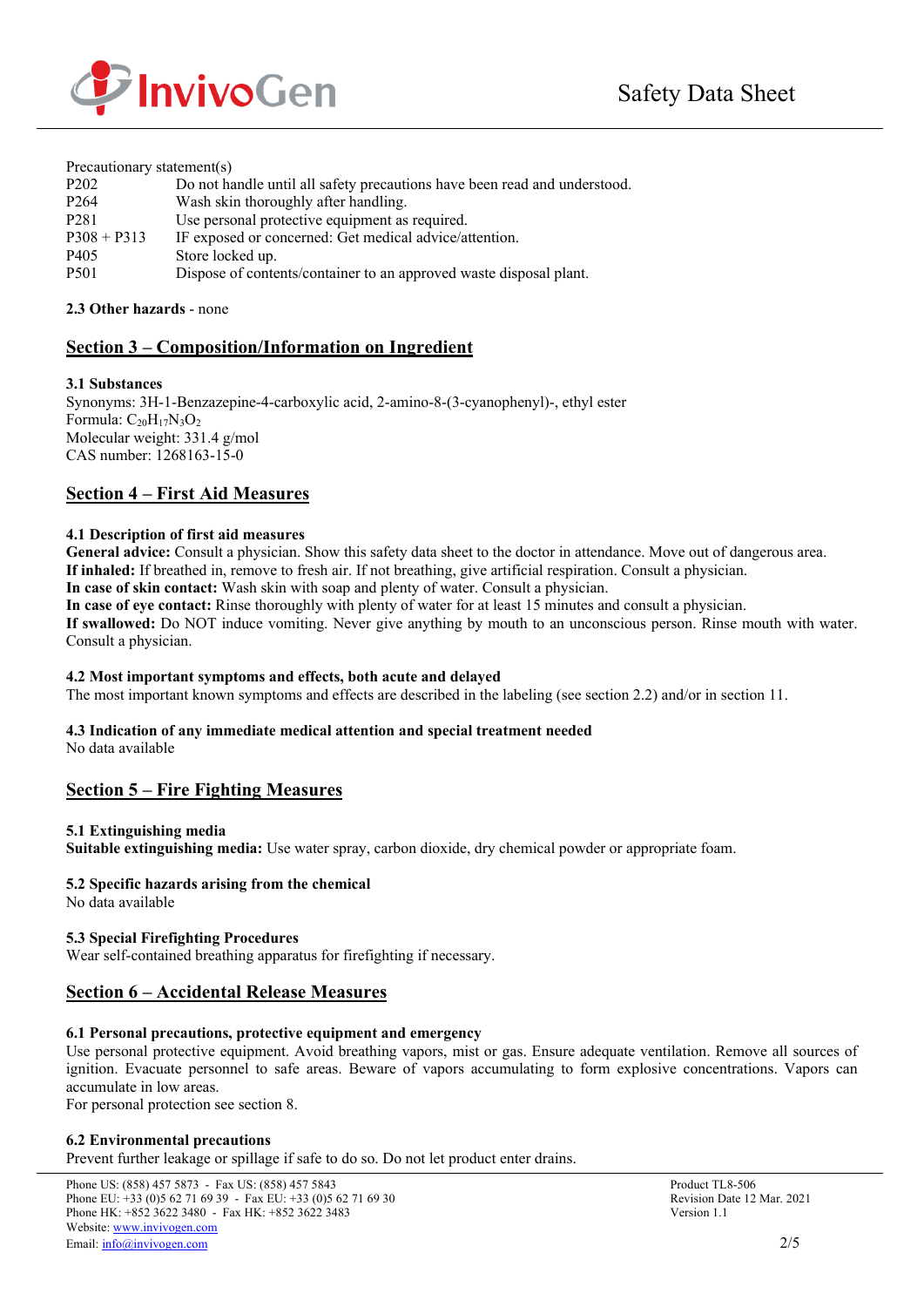Precautionary statement(s)

| | |
|---|---|
| P202 | Do not handle until all safety precautions have been read and understood. |
| P264 | Wash skin thoroughly after handling. |
| P281 | Use personal protective equipment as required. |
| P308 + P313 | IF exposed or concerned: Get medical advice/attention. |
| P405 | Store locked up. |
| P501 | Dispose of contents/container to an approved waste disposal plant. |

**2.3 Other hazards** - none

## Section 3 – Composition/Information on Ingredient

**3.1 Substances**

Synonyms: 3H-1-Benzazepine-4-carboxylic acid, 2-amino-8-(3-cyanophenyl)-, ethyl ester
Formula: $C_{20}H_{17}N_3O_2$
Molecular weight: 331.4 g/mol
CAS number: 1268163-15-0

## Section 4 – First Aid Measures

**4.1 Description of first aid measures**

**General advice:** Consult a physician. Show this safety data sheet to the doctor in attendance. Move out of dangerous area.
**If inhaled:** If breathed in, remove to fresh air. If not breathing, give artificial respiration. Consult a physician.
**In case of skin contact:** Wash skin with soap and plenty of water. Consult a physician.
**In case of eye contact:** Rinse thoroughly with plenty of water for at least 15 minutes and consult a physician.
**If swallowed:** Do NOT induce vomiting. Never give anything by mouth to an unconscious person. Rinse mouth with water. Consult a physician.

**4.2 Most important symptoms and effects, both acute and delayed**

The most important known symptoms and effects are described in the labeling (see section 2.2) and/or in section 11.

**4.3 Indication of any immediate medical attention and special treatment needed**

No data available

## Section 5 – Fire Fighting Measures

**5.1 Extinguishing media**

**Suitable extinguishing media:** Use water spray, carbon dioxide, dry chemical powder or appropriate foam.

**5.2 Specific hazards arising from the chemical**

No data available

**5.3 Special Firefighting Procedures**

Wear self-contained breathing apparatus for firefighting if necessary.

## Section 6 – Accidental Release Measures

**6.1 Personal precautions, protective equipment and emergency**

Use personal protective equipment. Avoid breathing vapors, mist or gas. Ensure adequate ventilation. Remove all sources of ignition. Evacuate personnel to safe areas. Beware of vapors accumulating to form explosive concentrations. Vapors can accumulate in low areas.
For personal protection see section 8.

**6.2 Environmental precautions**

Prevent further leakage or spillage if safe to do so. Do not let product enter drains.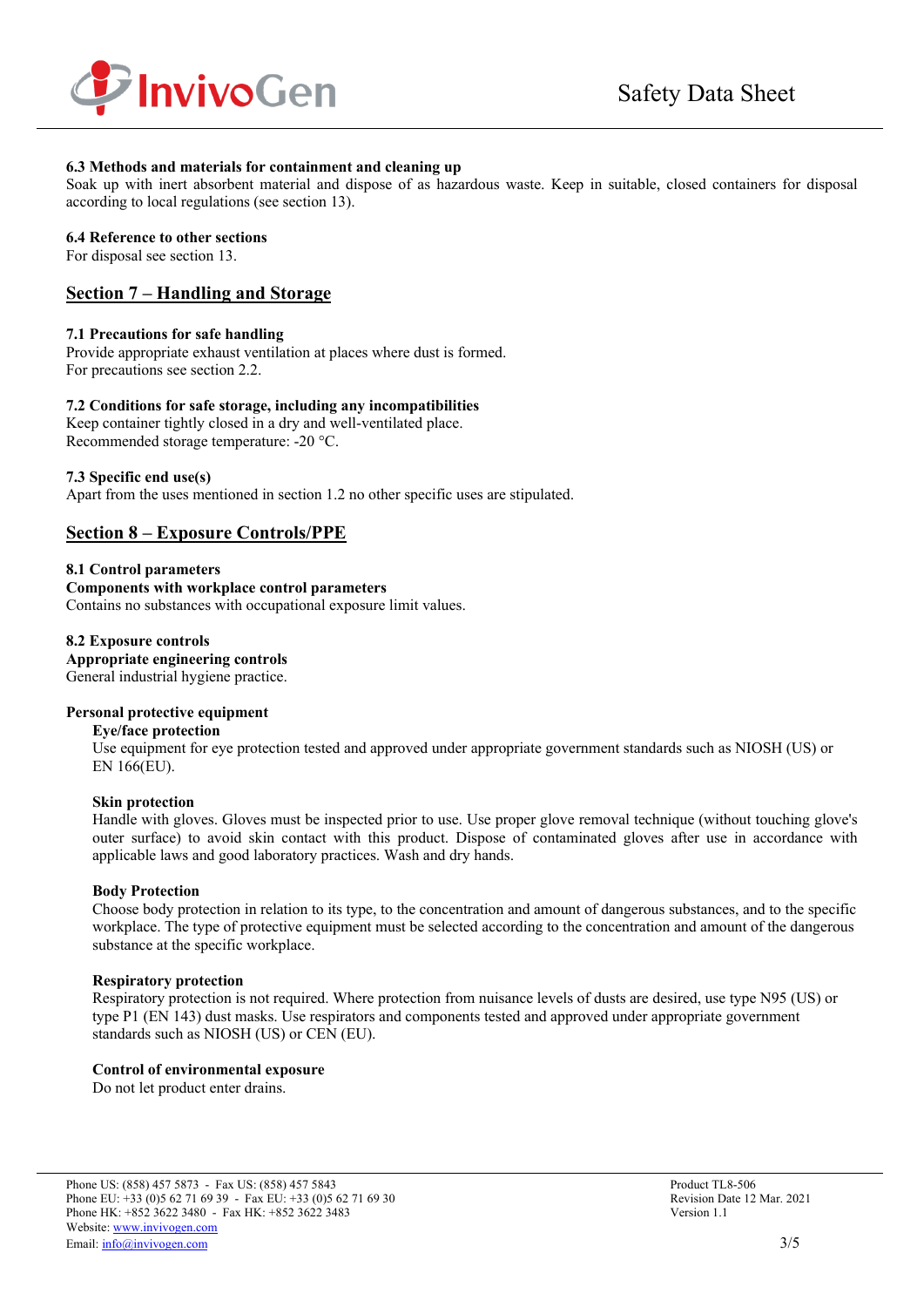### 6.3 Methods and materials for containment and cleaning up

Soak up with inert absorbent material and dispose of as hazardous waste. Keep in suitable, closed containers for disposal according to local regulations (see section 13).

### 6.4 Reference to other sections

For disposal see section 13.

## Section 7 – Handling and Storage

### 7.1 Precautions for safe handling

Provide appropriate exhaust ventilation at places where dust is formed.
For precautions see section 2.2.

### 7.2 Conditions for safe storage, including any incompatibilities

Keep container tightly closed in a dry and well-ventilated place.
Recommended storage temperature: -20 °C.

### 7.3 Specific end use(s)

Apart from the uses mentioned in section 1.2 no other specific uses are stipulated.

## Section 8 – Exposure Controls/PPE

### 8.1 Control parameters

**Components with workplace control parameters**

Contains no substances with occupational exposure limit values.

### 8.2 Exposure controls

**Appropriate engineering controls**

General industrial hygiene practice.

**Personal protective equipment**

**Eye/face protection**

Use equipment for eye protection tested and approved under appropriate government standards such as NIOSH (US) or EN 166(EU).

**Skin protection**

Handle with gloves. Gloves must be inspected prior to use. Use proper glove removal technique (without touching glove's outer surface) to avoid skin contact with this product. Dispose of contaminated gloves after use in accordance with applicable laws and good laboratory practices. Wash and dry hands.

**Body Protection**

Choose body protection in relation to its type, to the concentration and amount of dangerous substances, and to the specific workplace. The type of protective equipment must be selected according to the concentration and amount of the dangerous substance at the specific workplace.

**Respiratory protection**

Respiratory protection is not required. Where protection from nuisance levels of dusts are desired, use type N95 (US) or type P1 (EN 143) dust masks. Use respirators and components tested and approved under appropriate government standards such as NIOSH (US) or CEN (EU).

**Control of environmental exposure**

Do not let product enter drains.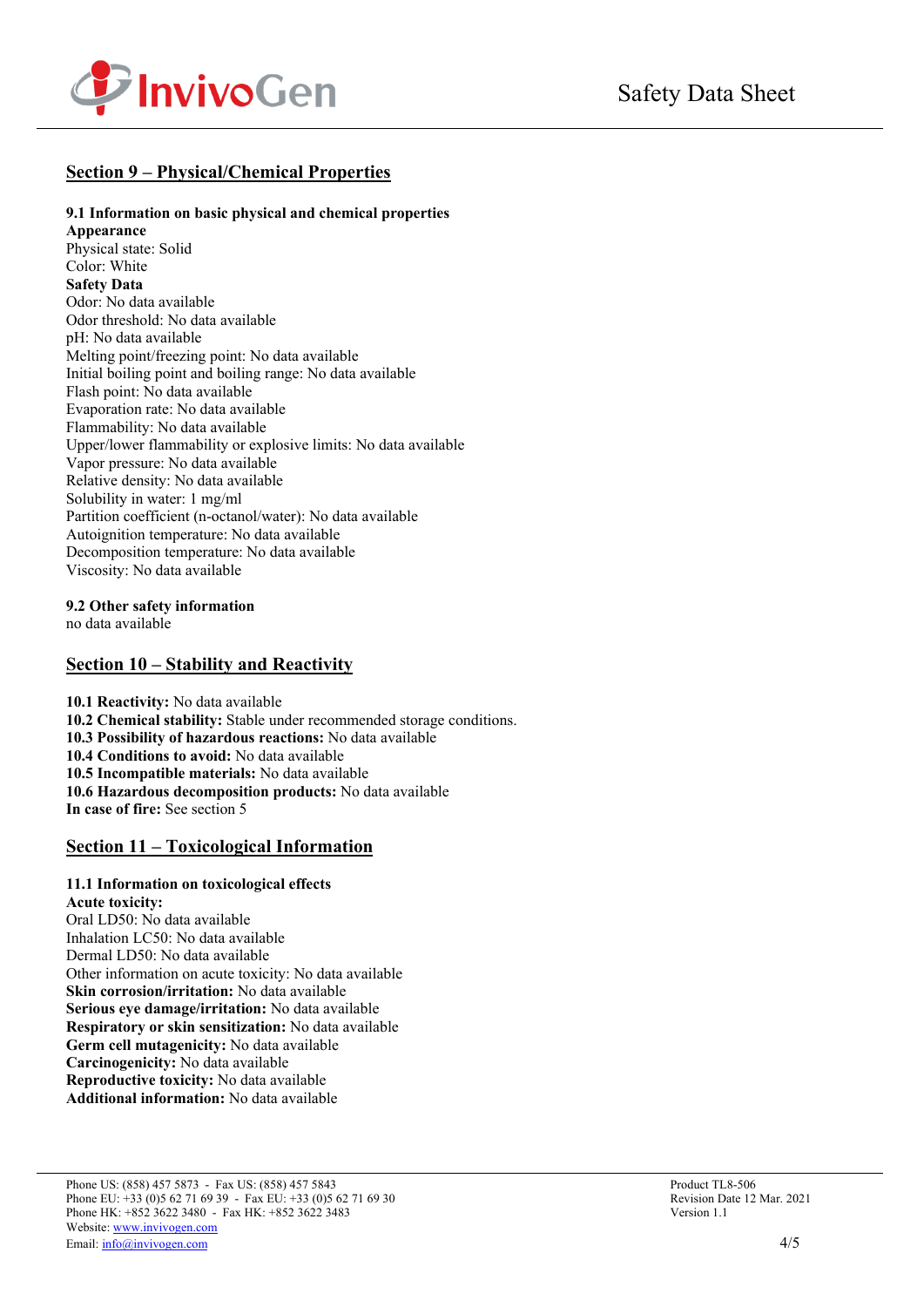## Section 9 – Physical/Chemical Properties

**9.1 Information on basic physical and chemical properties**

**Appearance**

Physical state: Solid
Color: White

**Safety Data**

Odor: No data available
Odor threshold: No data available
pH: No data available
Melting point/freezing point: No data available
Initial boiling point and boiling range: No data available
Flash point: No data available
Evaporation rate: No data available
Flammability: No data available
Upper/lower flammability or explosive limits: No data available
Vapor pressure: No data available
Relative density: No data available
Solubility in water: 1 mg/ml
Partition coefficient (n-octanol/water): No data available
Autoignition temperature: No data available
Decomposition temperature: No data available
Viscosity: No data available

**9.2 Other safety information**

no data available

## Section 10 – Stability and Reactivity

**10.1 Reactivity:** No data available
**10.2 Chemical stability:** Stable under recommended storage conditions.
**10.3 Possibility of hazardous reactions:** No data available
**10.4 Conditions to avoid:** No data available
**10.5 Incompatible materials:** No data available
**10.6 Hazardous decomposition products:** No data available
**In case of fire:** See section 5

## Section 11 – Toxicological Information

**11.1 Information on toxicological effects**

**Acute toxicity:**

Oral LD50: No data available
Inhalation LC50: No data available
Dermal LD50: No data available
Other information on acute toxicity: No data available

**Skin corrosion/irritation:** No data available
**Serious eye damage/irritation:** No data available
**Respiratory or skin sensitization:** No data available
**Germ cell mutagenicity:** No data available
**Carcinogenicity:** No data available
**Reproductive toxicity:** No data available
**Additional information:** No data available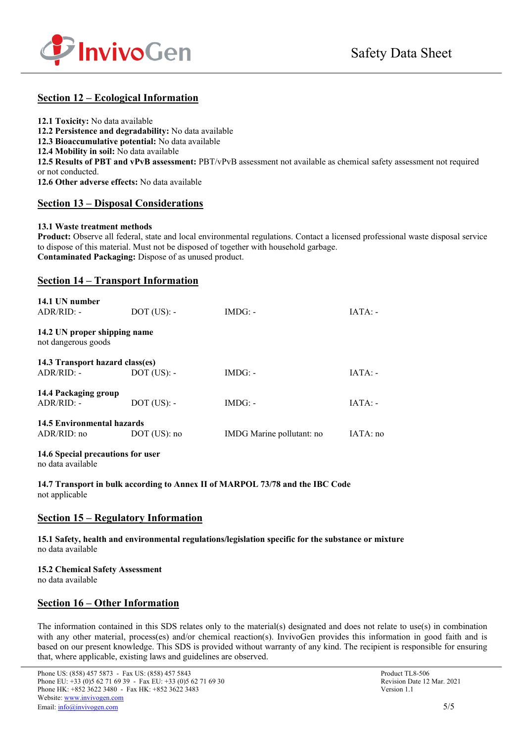## Section 12 – Ecological Information

**12.1 Toxicity:** No data available
**12.2 Persistence and degradability:** No data available
**12.3 Bioaccumulative potential:** No data available
**12.4 Mobility in soil:** No data available
**12.5 Results of PBT and vPvB assessment:** PBT/vPvB assessment not available as chemical safety assessment not required or not conducted.
**12.6 Other adverse effects:** No data available

## Section 13 – Disposal Considerations

**13.1 Waste treatment methods**
**Product:** Observe all federal, state and local environmental regulations. Contact a licensed professional waste disposal service to dispose of this material. Must not be disposed of together with household garbage.
**Contaminated Packaging:** Dispose of as unused product.

## Section 14 – Transport Information

**14.1 UN number**

| | | | |
|---|---|---|---|
| ADR/RID: - | DOT (US): - | IMDG: - | IATA: - |

**14.2 UN proper shipping name**
not dangerous goods

**14.3 Transport hazard class(es)**

| | | | |
|---|---|---|---|
| ADR/RID: - | DOT (US): - | IMDG: - | IATA: - |

**14.4 Packaging group**

| | | | |
|---|---|---|---|
| ADR/RID: - | DOT (US): - | IMDG: - | IATA: - |

**14.5 Environmental hazards**

| | | | |
|---|---|---|---|
| ADR/RID: no | DOT (US): no | IMDG Marine pollutant: no | IATA: no |

**14.6 Special precautions for user**
no data available

**14.7 Transport in bulk according to Annex II of MARPOL 73/78 and the IBC Code**
not applicable

## Section 15 – Regulatory Information

**15.1 Safety, health and environmental regulations/legislation specific for the substance or mixture**
no data available

**15.2 Chemical Safety Assessment**
no data available

## Section 16 – Other Information

The information contained in this SDS relates only to the material(s) designated and does not relate to use(s) in combination with any other material, process(es) and/or chemical reaction(s). InvivoGen provides this information in good faith and is based on our present knowledge. This SDS is provided without warranty of any kind. The recipient is responsible for ensuring that, where applicable, existing laws and guidelines are observed.